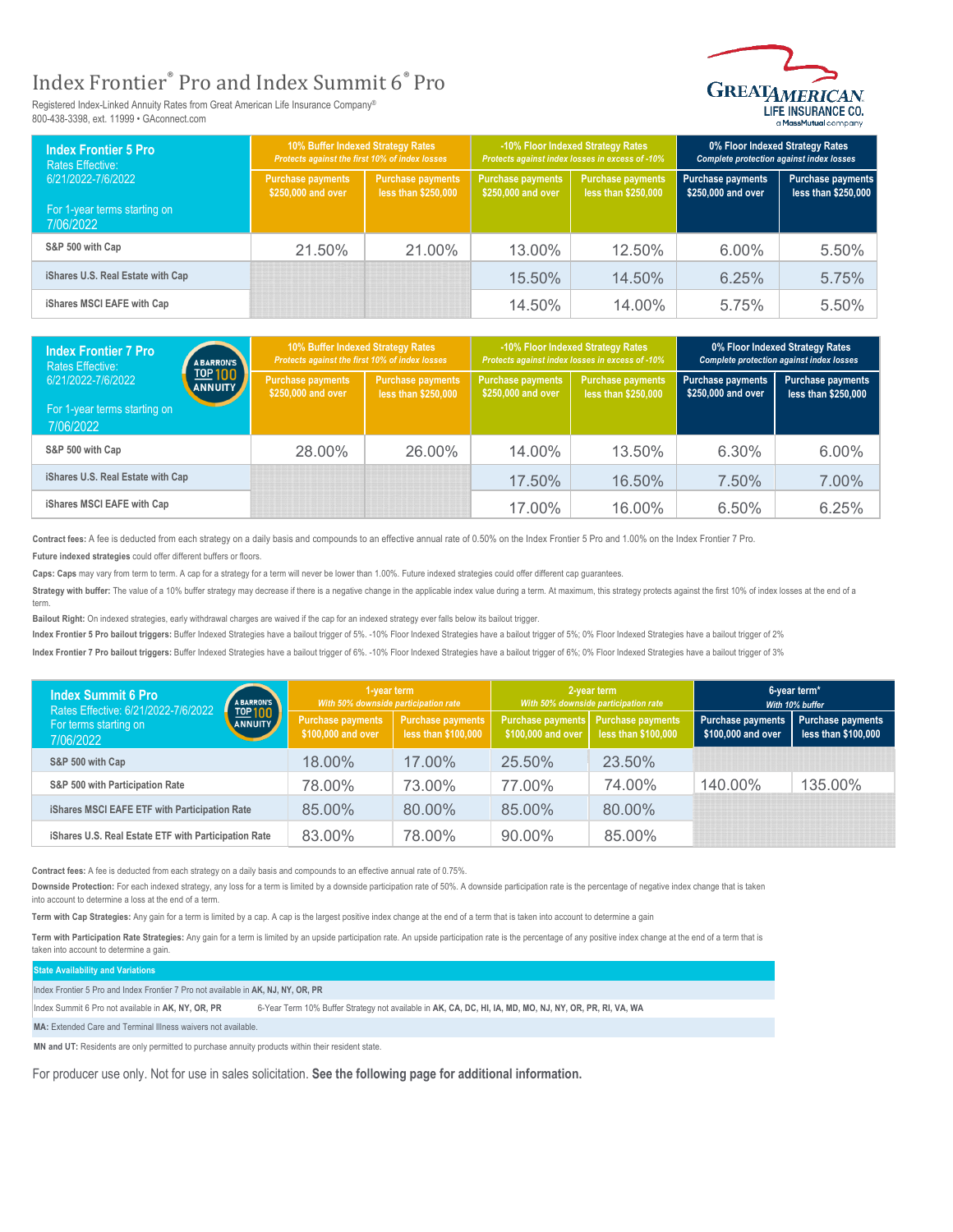# Index Frontier® Pro and Index Summit 6® Pro

Registered Index-Linked Annuity Rates from Great American Life Insurance Company®
800-438-3398, ext. 11999 • GAconnect.com

GREAT AMERICAN LIFE INSURANCE CO. a MassMutual company

| **Index Frontier 5 Pro** Rates Effective: 6/21/2022-7/6/2022 For 1-year terms starting on 7/06/2022 | **10% Buffer Indexed Strategy Rates** *Protects against the first 10% of index losses* | | **-10% Floor Indexed Strategy Rates** *Protects against index losses in excess of -10%* | | **0% Floor Indexed Strategy Rates** *Complete protection against index losses* | |
|---|---|---|---|---|---|---|
| | Purchase payments $250,000 and over | Purchase payments less than $250,000 | Purchase payments $250,000 and over | Purchase payments less than $250,000 | Purchase payments $250,000 and over | Purchase payments less than $250,000 |
| S&P 500 with Cap | 21.50% | 21.00% | 13.00% | 12.50% | 6.00% | 5.50% |
| iShares U.S. Real Estate with Cap | | | 15.50% | 14.50% | 6.25% | 5.75% |
| iShares MSCI EAFE with Cap | | | 14.50% | 14.00% | 5.75% | 5.50% |

| **Index Frontier 7 Pro** A BARRON'S TOP 100 ANNUITY Rates Effective: 6/21/2022-7/6/2022 For 1-year terms starting on 7/06/2022 | **10% Buffer Indexed Strategy Rates** *Protects against the first 10% of index losses* | | **-10% Floor Indexed Strategy Rates** *Protects against index losses in excess of -10%* | | **0% Floor Indexed Strategy Rates** *Complete protection against index losses* | |
|---|---|---|---|---|---|---|
| | Purchase payments $250,000 and over | Purchase payments less than $250,000 | Purchase payments $250,000 and over | Purchase payments less than $250,000 | Purchase payments $250,000 and over | Purchase payments less than $250,000 |
| S&P 500 with Cap | 28.00% | 26.00% | 14.00% | 13.50% | 6.30% | 6.00% |
| iShares U.S. Real Estate with Cap | | | 17.50% | 16.50% | 7.50% | 7.00% |
| iShares MSCI EAFE with Cap | | | 17.00% | 16.00% | 6.50% | 6.25% |

**Contract fees:** A fee is deducted from each strategy on a daily basis and compounds to an effective annual rate of 0.50% on the Index Frontier 5 Pro and 1.00% on the Index Frontier 7 Pro.

**Future indexed strategies** could offer different buffers or floors.

**Caps: Caps** may vary from term to term. A cap for a strategy for a term will never be lower than 1.00%. Future indexed strategies could offer different cap guarantees.

**Strategy with buffer:** The value of a 10% buffer strategy may decrease if there is a negative change in the applicable index value during a term. At maximum, this strategy protects against the first 10% of index losses at the end of a term.

**Bailout Right:** On indexed strategies, early withdrawal charges are waived if the cap for an indexed strategy ever falls below its bailout trigger.

**Index Frontier 5 Pro bailout triggers:** Buffer Indexed Strategies have a bailout trigger of 5%. -10% Floor Indexed Strategies have a bailout trigger of 5%; 0% Floor Indexed Strategies have a bailout trigger of 2%

**Index Frontier 7 Pro bailout triggers:** Buffer Indexed Strategies have a bailout trigger of 6%. -10% Floor Indexed Strategies have a bailout trigger of 6%; 0% Floor Indexed Strategies have a bailout trigger of 3%

| **Index Summit 6 Pro** A BARRON'S TOP 100 ANNUITY Rates Effective: 6/21/2022-7/6/2022 For terms starting on 7/06/2022 | **1-year term** *With 50% downside participation rate* | | **2-year term** *With 50% downside participation rate* | | **6-year term*** *With 10% buffer* | |
|---|---|---|---|---|---|---|
| | Purchase payments $100,000 and over | Purchase payments less than $100,000 | Purchase payments $100,000 and over | Purchase payments less than $100,000 | Purchase payments $100,000 and over | Purchase payments less than $100,000 |
| S&P 500 with Cap | 18.00% | 17.00% | 25.50% | 23.50% | | |
| S&P 500 with Participation Rate | 78.00% | 73.00% | 77.00% | 74.00% | 140.00% | 135.00% |
| iShares MSCI EAFE ETF with Participation Rate | 85.00% | 80.00% | 85.00% | 80.00% | | |
| iShares U.S. Real Estate ETF with Participation Rate | 83.00% | 78.00% | 90.00% | 85.00% | | |

**Contract fees:** A fee is deducted from each strategy on a daily basis and compounds to an effective annual rate of 0.75%.

**Downside Protection:** For each indexed strategy, any loss for a term is limited by a downside participation rate of 50%. A downside participation rate is the percentage of negative index change that is taken into account to determine a loss at the end of a term.

**Term with Cap Strategies:** Any gain for a term is limited by a cap. A cap is the largest positive index change at the end of a term that is taken into account to determine a gain

**Term with Participation Rate Strategies:** Any gain for a term is limited by an upside participation rate. An upside participation rate is the percentage of any positive index change at the end of a term that is taken into account to determine a gain.

| **State Availability and Variations** | |
|---|---|
| Index Frontier 5 Pro and Index Frontier 7 Pro not available in **AK, NJ, NY, OR, PR** | |
| Index Summit 6 Pro not available in **AK, NY, OR, PR** | 6-Year Term 10% Buffer Strategy not available in **AK, CA, DC, HI, IA, MD, MO, NJ, NY, OR, PR, RI, VA, WA** |
| **MA:** Extended Care and Terminal Illness waivers not available. | |

**MN and UT:** Residents are only permitted to purchase annuity products within their resident state.

For producer use only. Not for use in sales solicitation. **See the following page for additional information.**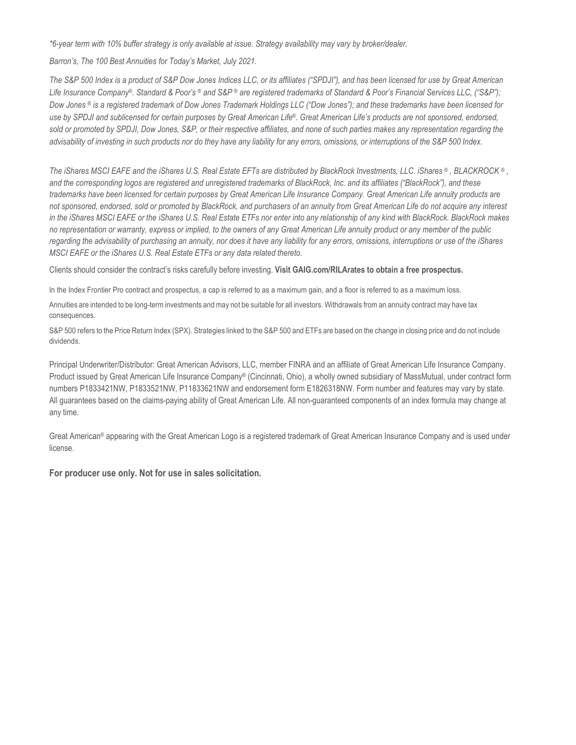*\*6-year term with 10% buffer strategy is only available at issue. Strategy availability may vary by broker/dealer.*

*Barron's, The 100 Best Annuities for Today's Market, July 2021.*

*The S&P 500 Index is a product of S&P Dow Jones Indices LLC, or its affiliates ("SPDJI"), and has been licensed for use by Great American Life Insurance Company®. Standard & Poor's ® and S&P ® are registered trademarks of Standard & Poor's Financial Services LLC, ("S&P"); Dow Jones ® is a registered trademark of Dow Jones Trademark Holdings LLC ("Dow Jones"); and these trademarks have been licensed for use by SPDJI and sublicensed for certain purposes by Great American Life®. Great American Life's products are not sponsored, endorsed, sold or promoted by SPDJI, Dow Jones, S&P, or their respective affiliates, and none of such parties makes any representation regarding the advisability of investing in such products nor do they have any liability for any errors, omissions, or interruptions of the S&P 500 Index.*

*The iShares MSCI EAFE and the iShares U.S. Real Estate EFTs are distributed by BlackRock Investments, LLC. iShares ® , BLACKROCK ® , and the corresponding logos are registered and unregistered trademarks of BlackRock, Inc. and its affiliates ("BlackRock"), and these trademarks have been licensed for certain purposes by Great American Life Insurance Company. Great American Life annuity products are not sponsored, endorsed, sold or promoted by BlackRock, and purchasers of an annuity from Great American Life do not acquire any interest in the iShares MSCI EAFE or the iShares U.S. Real Estate ETFs nor enter into any relationship of any kind with BlackRock. BlackRock makes no representation or warranty, express or implied, to the owners of any Great American Life annuity product or any member of the public regarding the advisability of purchasing an annuity, nor does it have any liability for any errors, omissions, interruptions or use of the iShares MSCI EAFE or the iShares U.S. Real Estate ETFs or any data related thereto.*

Clients should consider the contract's risks carefully before investing. **Visit GAIG.com/RILArates to obtain a free prospectus.**

In the Index Frontier Pro contract and prospectus, a cap is referred to as a maximum gain, and a floor is referred to as a maximum loss.

Annuities are intended to be long-term investments and may not be suitable for all investors. Withdrawals from an annuity contract may have tax consequences.

S&P 500 refers to the Price Return Index (SPX). Strategies linked to the S&P 500 and ETFs are based on the change in closing price and do not include dividends.

Principal Underwriter/Distributor: Great American Advisors, LLC, member FINRA and an affiliate of Great American Life Insurance Company. Product issued by Great American Life Insurance Company® (Cincinnati, Ohio), a wholly owned subsidiary of MassMutual, under contract form numbers P1833421NW, P1833521NW, P11833621NW and endorsement form E1826318NW. Form number and features may vary by state. All guarantees based on the claims-paying ability of Great American Life. All non-guaranteed components of an index formula may change at any time.

Great American® appearing with the Great American Logo is a registered trademark of Great American Insurance Company and is used under license.

**For producer use only. Not for use in sales solicitation.**